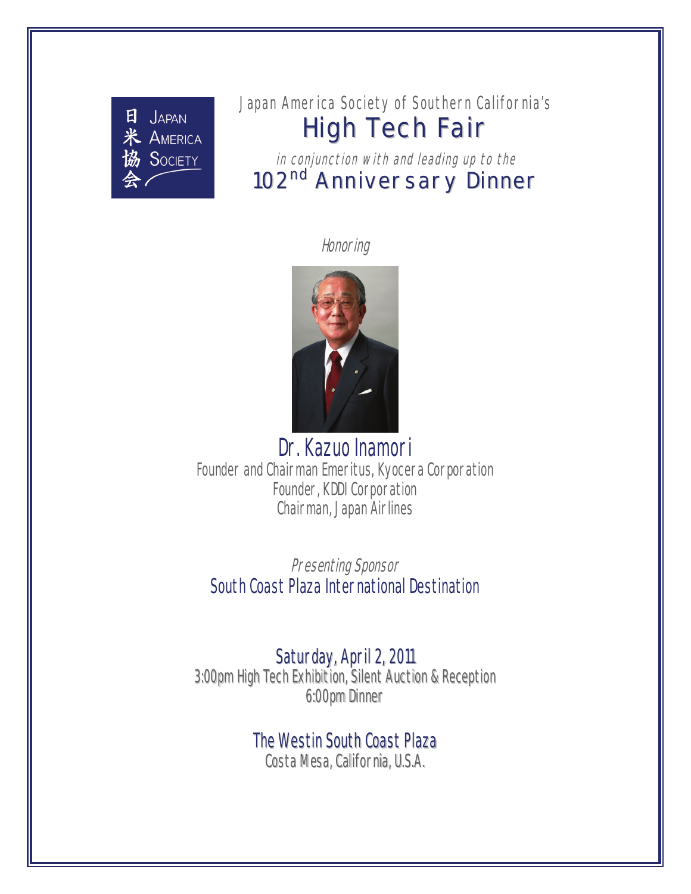日米協会 JAPAN AMERICA SOCIETY

Japan America Society of Southern California's

# High Tech Fair

*in conjunction with and leading up to the*

## 102nd Anniversary Dinner

*Honoring*

## Dr. Kazuo Inamori

Founder and Chairman Emeritus, Kyocera Corporation
Founder, KDDI Corporation
Chairman, Japan Airlines

*Presenting Sponsor*

South Coast Plaza International Destination

**Saturday, April 2, 2011**

3:00pm High Tech Exhibition, Silent Auction & Reception
6:00pm Dinner

**The Westin South Coast Plaza**

Costa Mesa, California, U.S.A.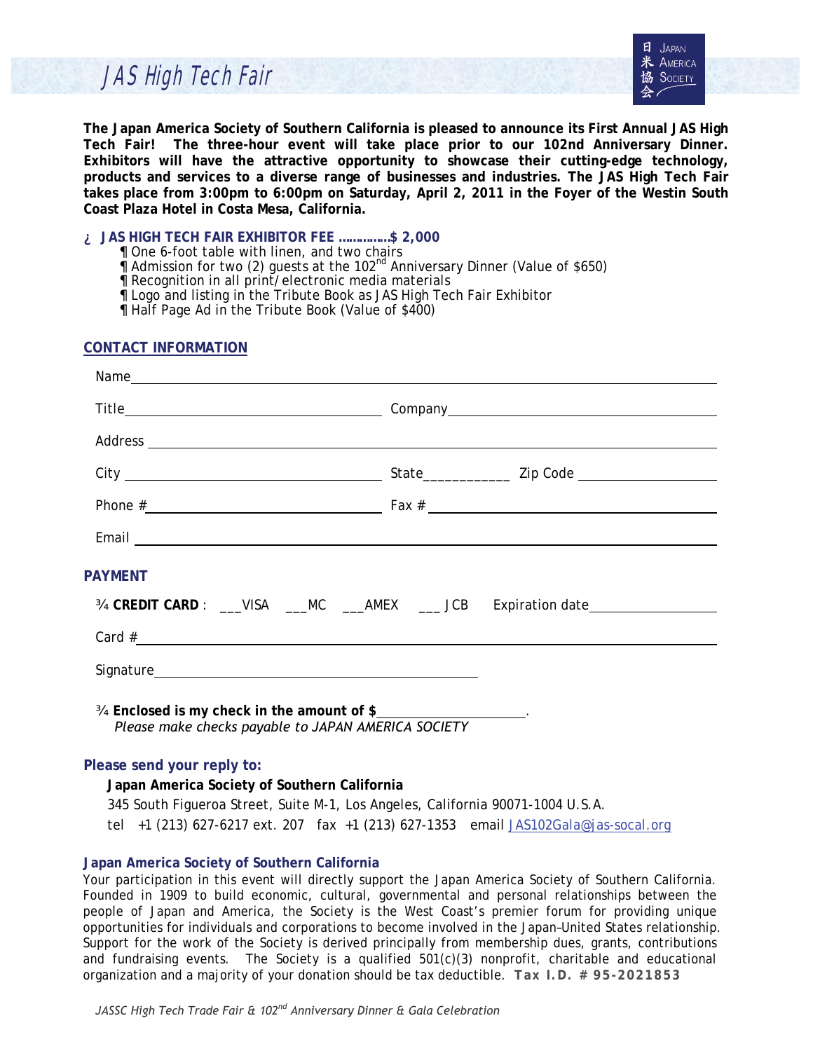# JAS High Tech Fair

**The Japan America Society of Southern California is pleased to announce its First Annual JAS High Tech Fair! The three-hour event will take place prior to our 102nd Anniversary Dinner. Exhibitors will have the attractive opportunity to showcase their cutting-edge technology, products and services to a diverse range of businesses and industries. The JAS High Tech Fair takes place from 3:00pm to 6:00pm on Saturday, April 2, 2011 in the Foyer of the Westin South Coast Plaza Hotel in Costa Mesa, California.**

¿ **JAS HIGH TECH FAIR EXHIBITOR FEE ……………$ 2,000**

- One 6-foot table with linen, and two chairs
- Admission for two (2) guests at the 102nd Anniversary Dinner (Value of $650)
- Recognition in all print/electronic media materials
- Logo and listing in the Tribute Book as JAS High Tech Fair Exhibitor
- Half Page Ad in the Tribute Book (Value of $400)

## CONTACT INFORMATION

Name ____________________________________________

Title ______________________ Company ______________________

Address ____________________________________________

City ______________________ State___________ Zip Code ______________

Phone # ______________________ Fax # ______________________

Email ____________________________________________

## PAYMENT

¾ **CREDIT CARD** : ___VISA ___MC ___AMEX ___ JCB Expiration date______________

Card # ____________________________________________

Signature ______________________________

¾ **Enclosed is my check in the amount of $**__________________.
*Please make checks payable to JAPAN AMERICA SOCIETY*

### Please send your reply to:

**Japan America Society of Southern California**
345 South Figueroa Street, Suite M-1, Los Angeles, California 90071-1004 U.S.A.
tel +1 (213) 627-6217 ext. 207 fax +1 (213) 627-1353 email JAS102Gala@jas-socal.org

### Japan America Society of Southern California

Your participation in this event will directly support the Japan America Society of Southern California. Founded in 1909 to build economic, cultural, governmental and personal relationships between the people of Japan and America, the Society is the West Coast's premier forum for providing unique opportunities for individuals and corporations to become involved in the Japan–United States relationship. Support for the work of the Society is derived principally from membership dues, grants, contributions and fundraising events. The Society is a qualified 501(c)(3) nonprofit, charitable and educational organization and a majority of your donation should be tax deductible. **Tax I.D. # 95-2021853**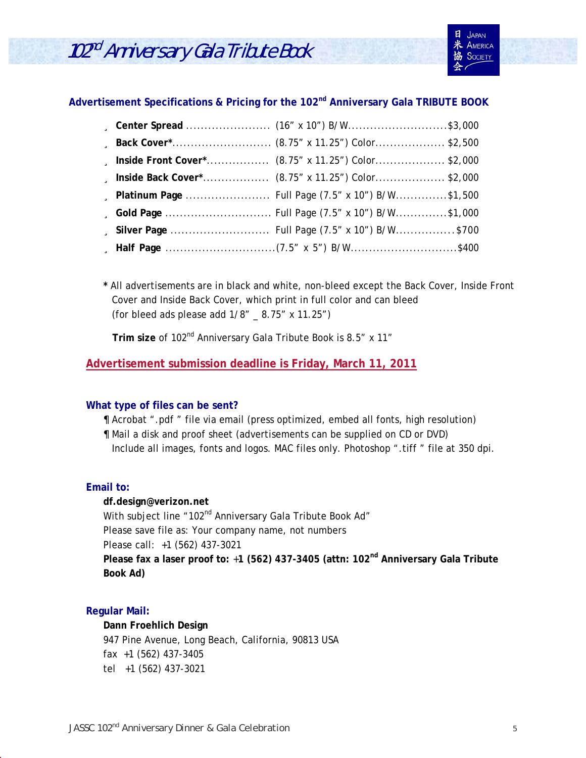# 102nd Anniversary Gala Tribute Book

## Advertisement Specifications & Pricing for the 102nd Anniversary Gala TRIBUTE BOOK

- **Center Spread** ....................... (16” x 10”) B/W...........................$3,000
- **Back Cover***........................... (8.75” x 11.25”) Color.................. $2,500
- **Inside Front Cover***................. (8.75” x 11.25”) Color.................. $2,000
- **Inside Back Cover***.................. (8.75” x 11.25”) Color.................. $2,000
- **Platinum Page** ....................... Full Page (7.5” x 10”) B/W.............$1,500
- **Gold Page** ............................ Full Page (7.5” x 10”) B/W.............$1,000
- **Silver Page** ........................... Full Page (7.5” x 10”) B/W................$700
- **Half Page** ..............................(7.5” x 5”) B/W.............................$400

**\*** All advertisements are in black and white, non-bleed except the Back Cover, Inside Front Cover and Inside Back Cover, which print in full color and can bleed (for bleed ads please add 1/8” _ 8.75” x 11.25”)

**Trim size** of 102nd Anniversary Gala Tribute Book is 8.5” x 11”

**Advertisement submission deadline is Friday, March 11, 2011**

### What type of files can be sent?

- Acrobat “.pdf ” file via email (press optimized, embed all fonts, high resolution)
- Mail a disk and proof sheet (advertisements can be supplied on CD or DVD) Include all images, fonts and logos. MAC files only. Photoshop “.tiff ” file at 350 dpi.

### Email to:

**df.design@verizon.net**
With subject line “102nd Anniversary Gala Tribute Book Ad”
Please save file as: Your company name, not numbers
Please call: +1 (562) 437-3021
**Please fax a laser proof to: +1 (562) 437-3405 (attn: 102nd Anniversary Gala Tribute Book Ad)**

### Regular Mail:

**Dann Froehlich Design**
947 Pine Avenue, Long Beach, California, 90813 USA
fax +1 (562) 437-3405
tel +1 (562) 437-3021